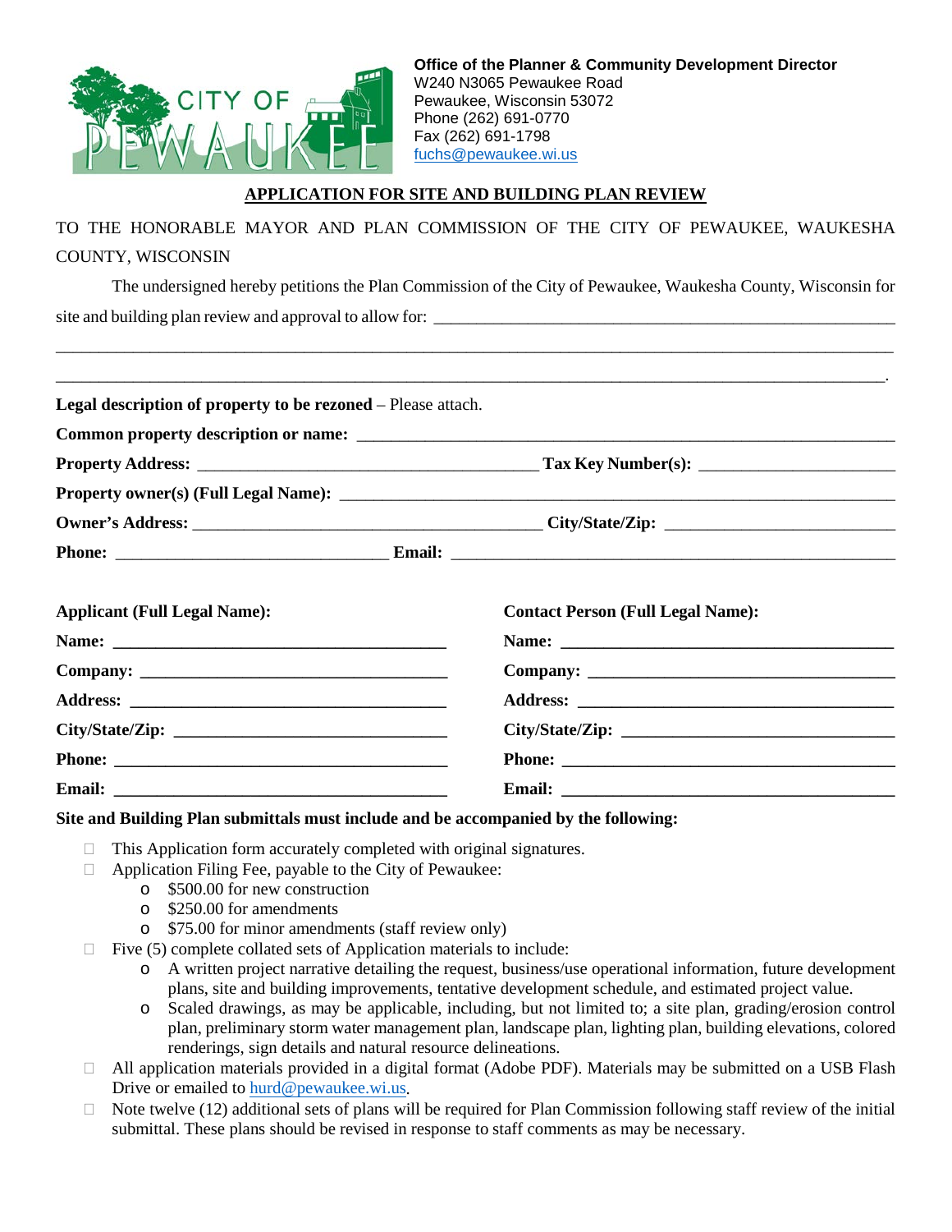**Office of the Planner & Community Development Director**
W240 N3065 Pewaukee Road
Pewaukee, Wisconsin 53072
Phone (262) 691-0770
Fax (262) 691-1798
fuchs@pewaukee.wi.us

## APPLICATION FOR SITE AND BUILDING PLAN REVIEW

TO THE HONORABLE MAYOR AND PLAN COMMISSION OF THE CITY OF PEWAUKEE, WAUKESHA COUNTY, WISCONSIN

The undersigned hereby petitions the Plan Commission of the City of Pewaukee, Waukesha County, Wisconsin for site and building plan review and approval to allow for: ______________________________________________

______________________________________________________________________________

______________________________________________________________________________.

**Legal description of property to be rezoned** – Please attach.

**Common property description or name:** ______________________________________________

**Property Address:** ______________________________ **Tax Key Number(s):** ____________________

**Property owner(s) (Full Legal Name):** ______________________________________________

**Owner's Address:** ______________________________ **City/State/Zip:** ____________________

**Phone:** ________________________ **Email:** ______________________________________

**Applicant (Full Legal Name):**

**Name:** ______________________________

**Company:** ______________________________

**Address:** ______________________________

**City/State/Zip:** ______________________________

**Phone:** ______________________________

**Email:** ______________________________

**Contact Person (Full Legal Name):**

**Name:** ______________________________

**Company:** ______________________________

**Address:** ______________________________

**City/State/Zip:** ______________________________

**Phone:** ______________________________

**Email:** ______________________________

**Site and Building Plan submittals must include and be accompanied by the following:**

- ☐ This Application form accurately completed with original signatures.
- ☐ Application Filing Fee, payable to the City of Pewaukee:
  - $500.00 for new construction
  - $250.00 for amendments
  - $75.00 for minor amendments (staff review only)
- ☐ Five (5) complete collated sets of Application materials to include:
  - A written project narrative detailing the request, business/use operational information, future development plans, site and building improvements, tentative development schedule, and estimated project value.
  - Scaled drawings, as may be applicable, including, but not limited to; a site plan, grading/erosion control plan, preliminary storm water management plan, landscape plan, lighting plan, building elevations, colored renderings, sign details and natural resource delineations.
- ☐ All application materials provided in a digital format (Adobe PDF). Materials may be submitted on a USB Flash Drive or emailed to hurd@pewaukee.wi.us.
- ☐ Note twelve (12) additional sets of plans will be required for Plan Commission following staff review of the initial submittal. These plans should be revised in response to staff comments as may be necessary.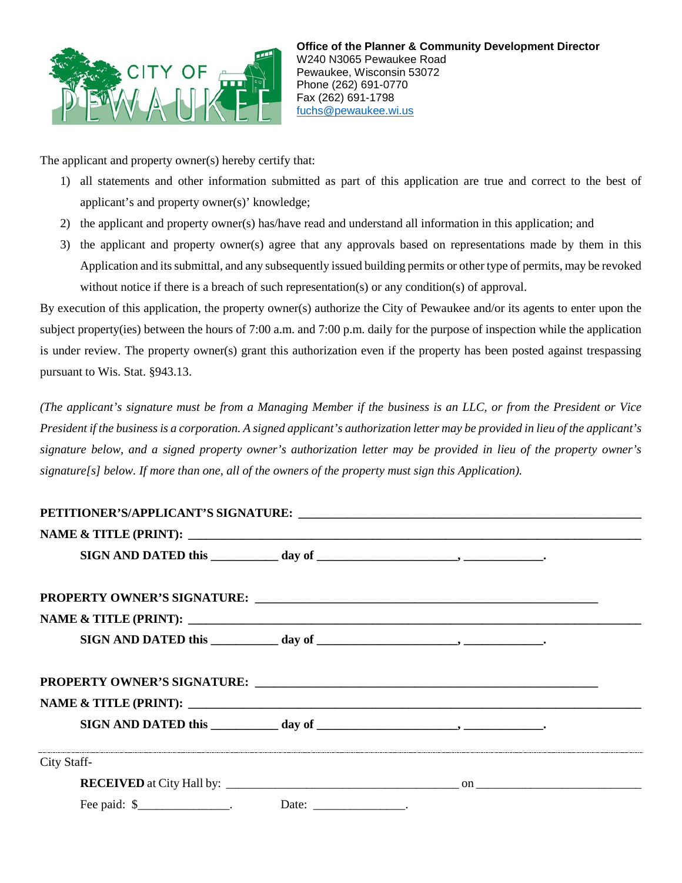**Office of the Planner & Community Development Director**
W240 N3065 Pewaukee Road
Pewaukee, Wisconsin 53072
Phone (262) 691-0770
Fax (262) 691-1798
fuchs@pewaukee.wi.us

The applicant and property owner(s) hereby certify that:

1) all statements and other information submitted as part of this application are true and correct to the best of applicant's and property owner(s)' knowledge;
2) the applicant and property owner(s) has/have read and understand all information in this application; and
3) the applicant and property owner(s) agree that any approvals based on representations made by them in this Application and its submittal, and any subsequently issued building permits or other type of permits, may be revoked without notice if there is a breach of such representation(s) or any condition(s) of approval.

By execution of this application, the property owner(s) authorize the City of Pewaukee and/or its agents to enter upon the subject property(ies) between the hours of 7:00 a.m. and 7:00 p.m. daily for the purpose of inspection while the application is under review. The property owner(s) grant this authorization even if the property has been posted against trespassing pursuant to Wis. Stat. §943.13.

*(The applicant's signature must be from a Managing Member if the business is an LLC, or from the President or Vice President if the business is a corporation. A signed applicant's authorization letter may be provided in lieu of the applicant's signature below, and a signed property owner's authorization letter may be provided in lieu of the property owner's signature[s] below. If more than one, all of the owners of the property must sign this Application).*

**PETITIONER'S/APPLICANT'S SIGNATURE:** ______________________________

**NAME & TITLE (PRINT):** ______________________________

**SIGN AND DATED this** __________ **day of** ____________________, ____________.

**PROPERTY OWNER'S SIGNATURE:** ______________________________

**NAME & TITLE (PRINT):** ______________________________

**SIGN AND DATED this** __________ **day of** ____________________, ____________.

**PROPERTY OWNER'S SIGNATURE:** ______________________________

**NAME & TITLE (PRINT):** ______________________________

**SIGN AND DATED this** __________ **day of** ____________________, ____________.

---

City Staff-

**RECEIVED** at City Hall by: ______________________________ on ______________________

Fee paid: $______________. Date: ______________.